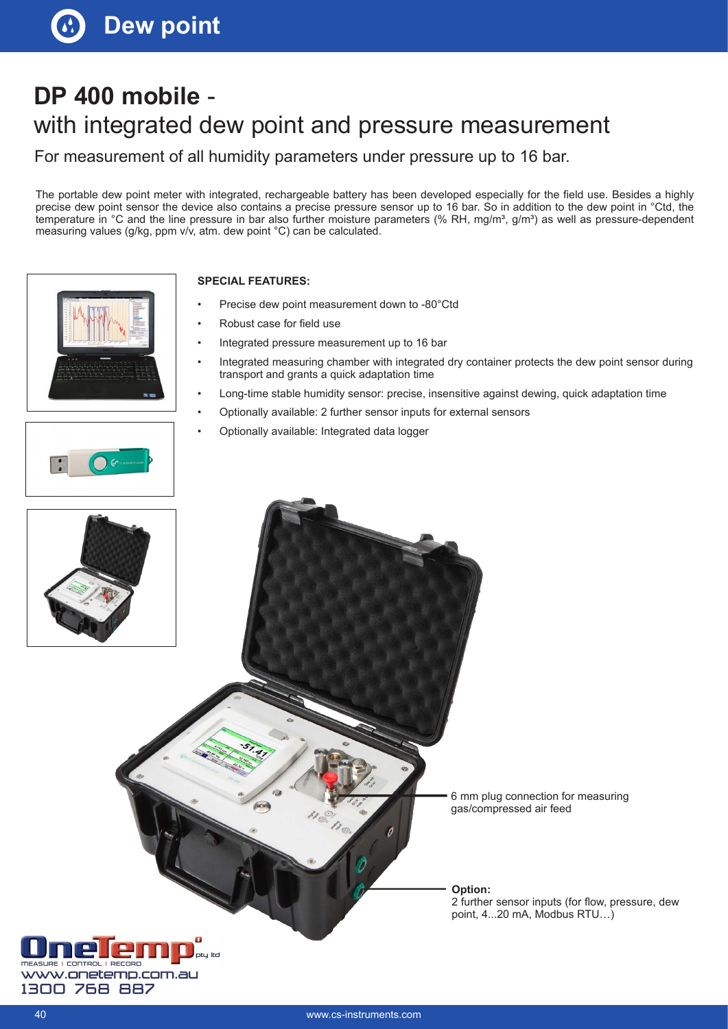# Dew point

## DP 400 mobile - with integrated dew point and pressure measurement

For measurement of all humidity parameters under pressure up to 16 bar.

The portable dew point meter with integrated, rechargeable battery has been developed especially for the field use. Besides a highly precise dew point sensor the device also contains a precise pressure sensor up to 16 bar. So in addition to the dew point in °Ctd, the temperature in °C and the line pressure in bar also further moisture parameters (% RH, mg/m³, g/m³) as well as pressure-dependent measuring values (g/kg, ppm v/v, atm. dew point °C) can be calculated.

**SPECIAL FEATURES:**

- Precise dew point measurement down to -80°Ctd
- Robust case for field use
- Integrated pressure measurement up to 16 bar
- Integrated measuring chamber with integrated dry container protects the dew point sensor during transport and grants a quick adaptation time
- Long-time stable humidity sensor: precise, insensitive against dewing, quick adaptation time
- Optionally available: 2 further sensor inputs for external sensors
- Optionally available: Integrated data logger

6 mm plug connection for measuring gas/compressed air feed

**Option:**
2 further sensor inputs (for flow, pressure, dew point, 4...20 mA, Modbus RTU…)

OneTemp pty ltd
MEASURE | CONTROL | RECORD
www.onetemp.com.au
1300 768 887

www.cs-instruments.com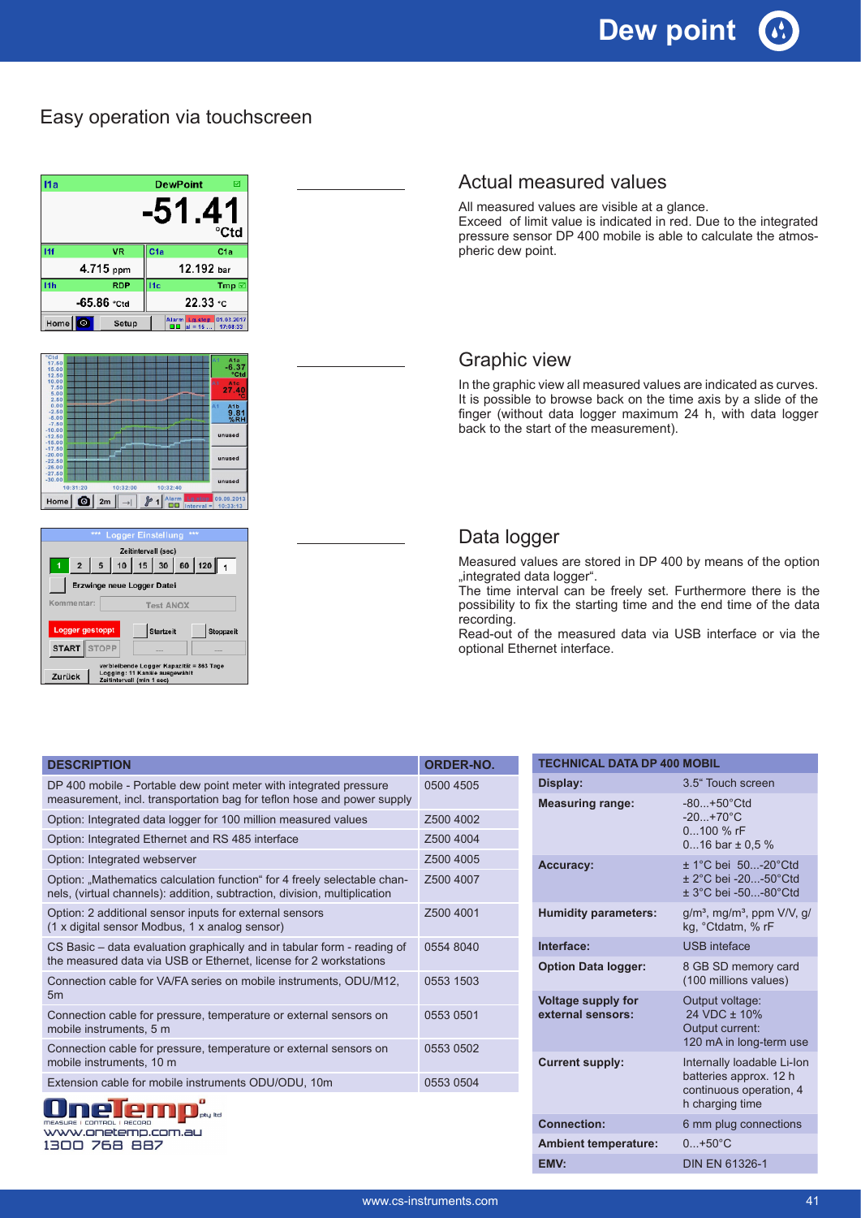# Dew point

## Easy operation via touchscreen

### Actual measured values

All measured values are visible at a glance.
Exceed of limit value is indicated in red. Due to the integrated pressure sensor DP 400 mobile is able to calculate the atmospheric dew point.

### Graphic view

In the graphic view all measured values are indicated as curves. It is possible to browse back on the time axis by a slide of the finger (without data logger maximum 24 h, with data logger back to the start of the measurement).

### Data logger

Measured values are stored in DP 400 by means of the option „integrated data logger".
The time interval can be freely set. Furthermore there is the possibility to fix the starting time and the end time of the data recording.
Read-out of the measured data via USB interface or via the optional Ethernet interface.

| DESCRIPTION | ORDER-NO. |
|---|---|
| DP 400 mobile - Portable dew point meter with integrated pressure measurement, incl. transportation bag for teflon hose and power supply | 0500 4505 |
| Option: Integrated data logger for 100 million measured values | Z500 4002 |
| Option: Integrated Ethernet and RS 485 interface | Z500 4004 |
| Option: Integrated webserver | Z500 4005 |
| Option: „Mathematics calculation function" for 4 freely selectable channels, (virtual channels): addition, subtraction, division, multiplication | Z500 4007 |
| Option: 2 additional sensor inputs for external sensors (1 x digital sensor Modbus, 1 x analog sensor) | Z500 4001 |
| CS Basic – data evaluation graphically and in tabular form - reading of the measured data via USB or Ethernet, license for 2 workstations | 0554 8040 |
| Connection cable for VA/FA series on mobile instruments, ODU/M12, 5m | 0553 1503 |
| Connection cable for pressure, temperature or external sensors on mobile instruments, 5 m | 0553 0501 |
| Connection cable for pressure, temperature or external sensors on mobile instruments, 10 m | 0553 0502 |
| Extension cable for mobile instruments ODU/ODU, 10m | 0553 0504 |

OneTemp pty ltd
MEASURE | CONTROL | RECORD
www.onetemp.com.au
1300 768 887

| TECHNICAL DATA DP 400 MOBIL | |
|---|---|
| **Display:** | 3.5" Touch screen |
| **Measuring range:** | -80...+50°Ctd<br>-20...+70°C<br>0...100 % rF<br>0...16 bar ± 0,5 % |
| **Accuracy:** | ± 1°C bei 50...-20°Ctd<br>± 2°C bei -20...-50°Ctd<br>± 3°C bei -50...-80°Ctd |
| **Humidity parameters:** | g/m³, mg/m³, ppm V/V, g/kg, °Ctdatm, % rF |
| **Interface:** | USB inteface |
| **Option Data logger:** | 8 GB SD memory card (100 millions values) |
| **Voltage supply for external sensors:** | Output voltage: 24 VDC ± 10%<br>Output current: 120 mA in long-term use |
| **Current supply:** | Internally loadable Li-Ion batteries approx. 12 h continuous operation, 4 h charging time |
| **Connection:** | 6 mm plug connections |
| **Ambient temperature:** | 0...+50°C |
| **EMV:** | DIN EN 61326-1 |

www.cs-instruments.com